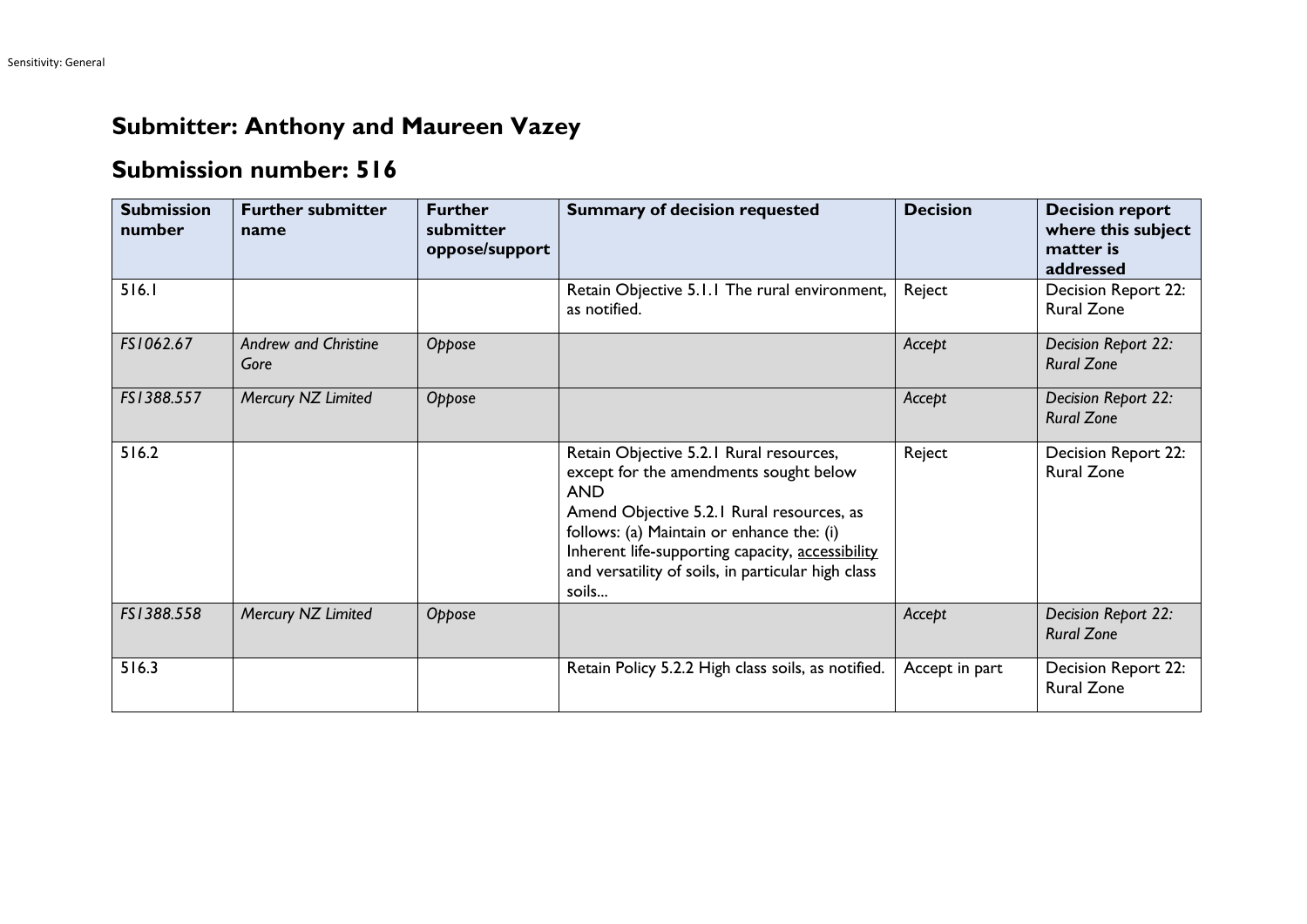# Submitter: Anthony and Maureen Vazey

## Submission number: 516

| Submission number | Further submitter name | Further submitter oppose/support | Summary of decision requested | Decision | Decision report where this subject matter is addressed |
|---|---|---|---|---|---|
| 516.1 | | | Retain Objective 5.1.1 The rural environment, as notified. | Reject | Decision Report 22: Rural Zone |
| *FS1062.67* | *Andrew and Christine Gore* | *Oppose* | | *Accept* | *Decision Report 22: Rural Zone* |
| *FS1388.557* | *Mercury NZ Limited* | *Oppose* | | *Accept* | *Decision Report 22: Rural Zone* |
| 516.2 | | | Retain Objective 5.2.1 Rural resources, except for the amendments sought below AND Amend Objective 5.2.1 Rural resources, as follows: (a) Maintain or enhance the: (i) Inherent life-supporting capacity, <u>accessibility</u> and versatility of soils, in particular high class soils... | Reject | Decision Report 22: Rural Zone |
| *FS1388.558* | *Mercury NZ Limited* | *Oppose* | | *Accept* | *Decision Report 22: Rural Zone* |
| 516.3 | | | Retain Policy 5.2.2 High class soils, as notified. | Accept in part | Decision Report 22: Rural Zone |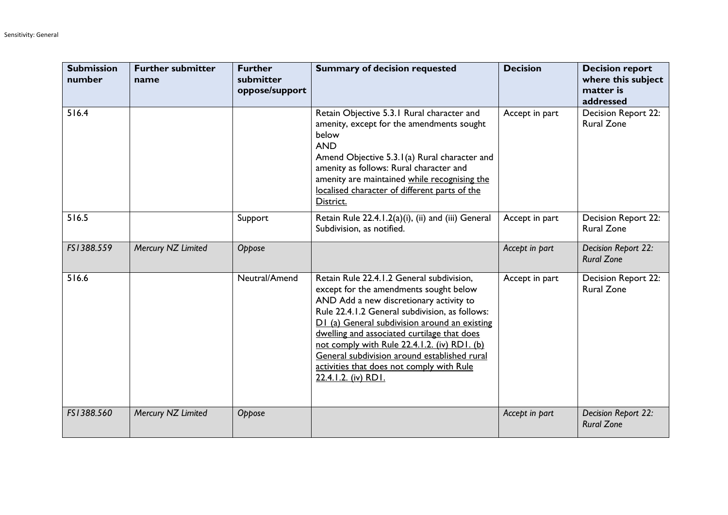| Submission number | Further submitter name | Further submitter oppose/support | Summary of decision requested | Decision | Decision report where this subject matter is addressed |
|---|---|---|---|---|---|
| 516.4 | | | Retain Objective 5.3.1 Rural character and amenity, except for the amendments sought below<br>AND<br>Amend Objective 5.3.1(a) Rural character and amenity as follows: Rural character and amenity are maintained <u>while recognising the localised character of different parts of the District.</u> | Accept in part | Decision Report 22: Rural Zone |
| 516.5 | | Support | Retain Rule 22.4.1.2(a)(i), (ii) and (iii) General Subdivision, as notified. | Accept in part | Decision Report 22: Rural Zone |
| *FS1388.559* | *Mercury NZ Limited* | *Oppose* | | *Accept in part* | *Decision Report 22: Rural Zone* |
| 516.6 | | Neutral/Amend | Retain Rule 22.4.1.2 General subdivision, except for the amendments sought below AND Add a new discretionary activity to Rule 22.4.1.2 General subdivision, as follows: <u>D1 (a) General subdivision around an existing dwelling and associated curtilage that does not comply with Rule 22.4.1.2. (iv) RD1. (b) General subdivision around established rural activities that does not comply with Rule 22.4.1.2. (iv) RD1.</u> | Accept in part | Decision Report 22: Rural Zone |
| *FS1388.560* | *Mercury NZ Limited* | *Oppose* | | *Accept in part* | *Decision Report 22: Rural Zone* |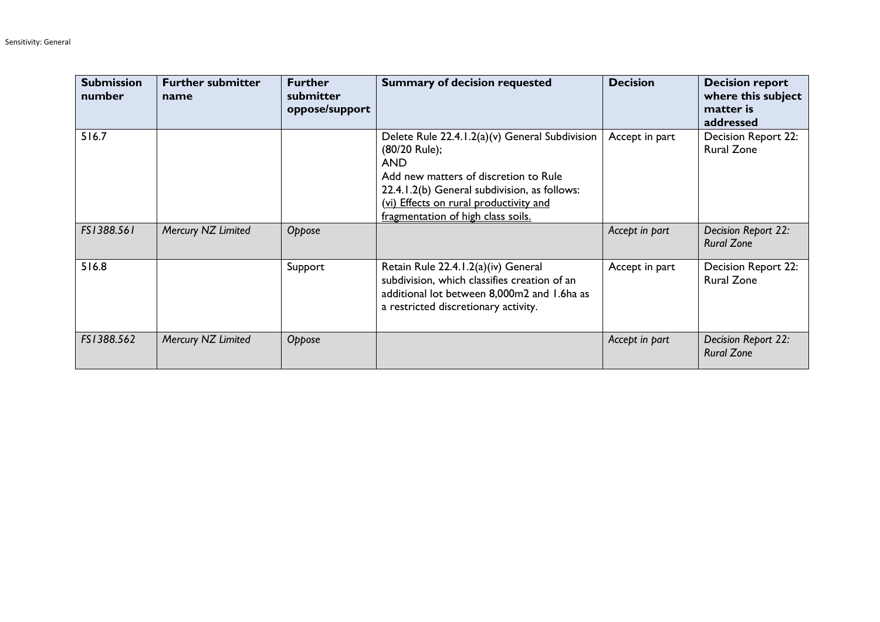| Submission number | Further submitter name | Further submitter oppose/support | Summary of decision requested | Decision | Decision report where this subject matter is addressed |
|---|---|---|---|---|---|
| 516.7 | | | Delete Rule 22.4.1.2(a)(v) General Subdivision (80/20 Rule);<br>AND<br>Add new matters of discretion to Rule 22.4.1.2(b) General subdivision, as follows:<br><u>(vi) Effects on rural productivity and fragmentation of high class soils.</u> | Accept in part | Decision Report 22: Rural Zone |
| *FS1388.561* | *Mercury NZ Limited* | *Oppose* | | *Accept in part* | *Decision Report 22: Rural Zone* |
| 516.8 | | Support | Retain Rule 22.4.1.2(a)(iv) General subdivision, which classifies creation of an additional lot between 8,000m2 and 1.6ha as a restricted discretionary activity. | Accept in part | Decision Report 22: Rural Zone |
| *FS1388.562* | *Mercury NZ Limited* | *Oppose* | | *Accept in part* | *Decision Report 22: Rural Zone* |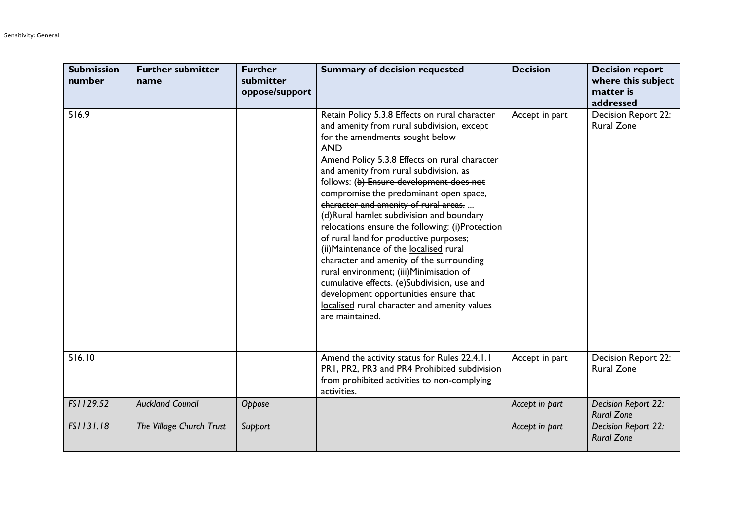| Submission number | Further submitter name | Further submitter oppose/support | Summary of decision requested | Decision | Decision report where this subject matter is addressed |
|---|---|---|---|---|---|
| 516.9 | | | Retain Policy 5.3.8 Effects on rural character and amenity from rural subdivision, except for the amendments sought below<br>AND<br>Amend Policy 5.3.8 Effects on rural character and amenity from rural subdivision, as follows: (~~b) Ensure development does not compromise the predominant open space, character and amenity of rural areas.~~ ...<br>(d)Rural hamlet subdivision and boundary relocations ensure the following: (i)Protection of rural land for productive purposes; (ii)Maintenance of the <u>localised</u> rural character and amenity of the surrounding rural environment; (iii)Minimisation of cumulative effects. (e)Subdivision, use and development opportunities ensure that <u>localised</u> rural character and amenity values are maintained. | Accept in part | Decision Report 22: Rural Zone |
| 516.10 | | | Amend the activity status for Rules 22.4.1.1 PR1, PR2, PR3 and PR4 Prohibited subdivision from prohibited activities to non-complying activities. | Accept in part | Decision Report 22: Rural Zone |
| *FS1129.52* | *Auckland Council* | *Oppose* | | *Accept in part* | *Decision Report 22: Rural Zone* |
| *FS1131.18* | *The Village Church Trust* | *Support* | | *Accept in part* | *Decision Report 22: Rural Zone* |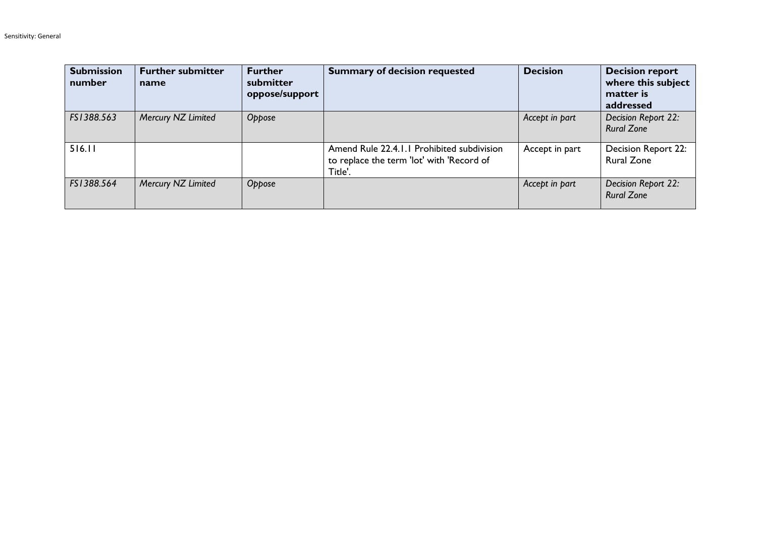| Submission number | Further submitter name | Further submitter oppose/support | Summary of decision requested | Decision | Decision report where this subject matter is addressed |
|---|---|---|---|---|---|
| *FS1388.563* | *Mercury NZ Limited* | *Oppose* | | *Accept in part* | *Decision Report 22: Rural Zone* |
| 516.11 | | | Amend Rule 22.4.1.1 Prohibited subdivision to replace the term 'lot' with 'Record of Title'. | Accept in part | Decision Report 22: Rural Zone |
| *FS1388.564* | *Mercury NZ Limited* | *Oppose* | | *Accept in part* | *Decision Report 22: Rural Zone* |